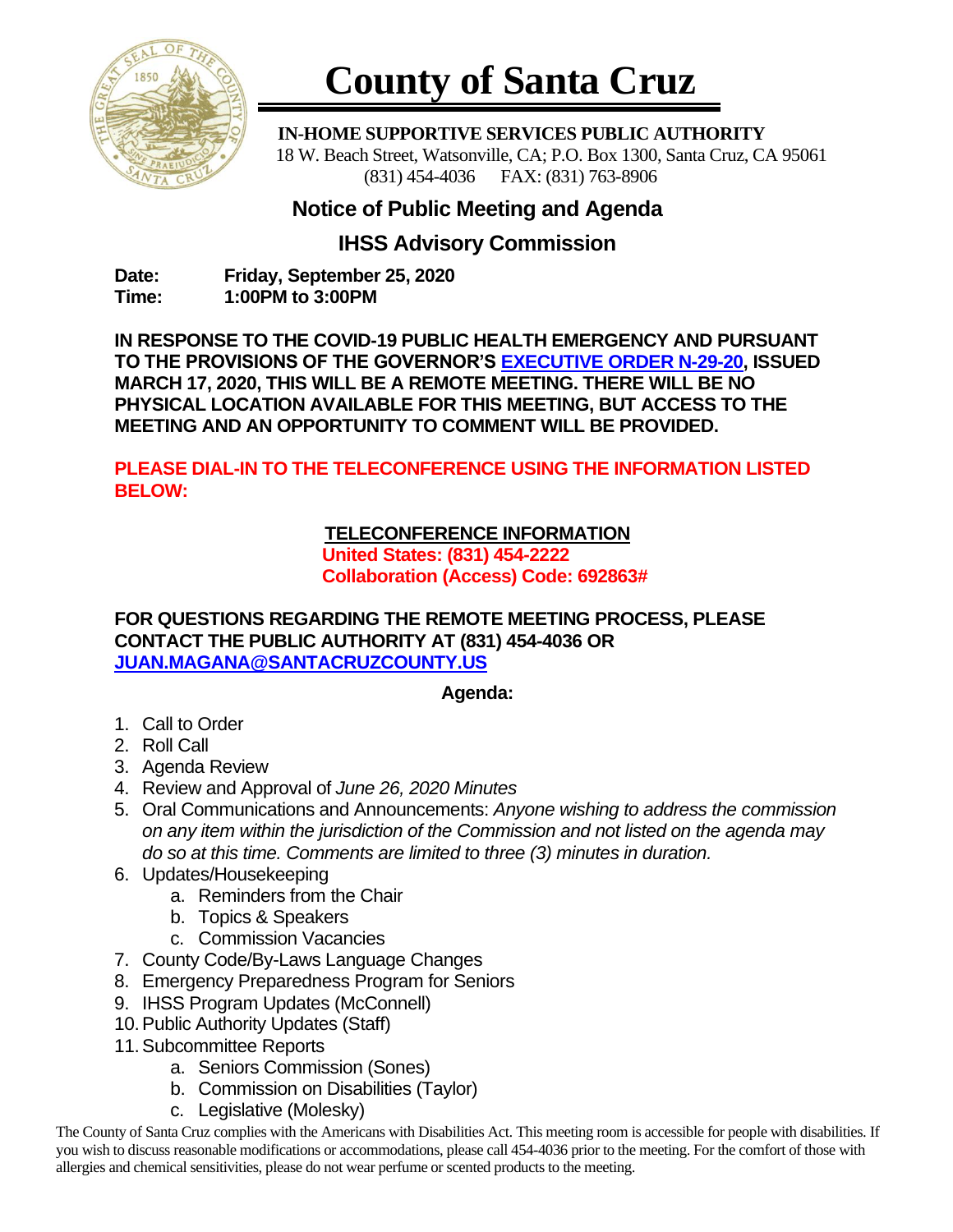# County of Santa Cruz

**IN-HOME SUPPORTIVE SERVICES PUBLIC AUTHORITY**

18 W. Beach Street, Watsonville, CA; P.O. Box 1300, Santa Cruz, CA 95061
(831) 454-4036 FAX: (831) 763-8906

## Notice of Public Meeting and Agenda

## IHSS Advisory Commission

**Date:** **Friday, September 25, 2020**
**Time:** **1:00PM to 3:00PM**

**IN RESPONSE TO THE COVID-19 PUBLIC HEALTH EMERGENCY AND PURSUANT TO THE PROVISIONS OF THE GOVERNOR'S EXECUTIVE ORDER N-29-20, ISSUED MARCH 17, 2020, THIS WILL BE A REMOTE MEETING. THERE WILL BE NO PHYSICAL LOCATION AVAILABLE FOR THIS MEETING, BUT ACCESS TO THE MEETING AND AN OPPORTUNITY TO COMMENT WILL BE PROVIDED.**

**PLEASE DIAL-IN TO THE TELECONFERENCE USING THE INFORMATION LISTED BELOW:**

**TELECONFERENCE INFORMATION**
**United States: (831) 454-2222**
**Collaboration (Access) Code: 692863#**

**FOR QUESTIONS REGARDING THE REMOTE MEETING PROCESS, PLEASE CONTACT THE PUBLIC AUTHORITY AT (831) 454-4036 OR JUAN.MAGANA@SANTACRUZCOUNTY.US**

**Agenda:**

1. Call to Order
2. Roll Call
3. Agenda Review
4. Review and Approval of *June 26, 2020 Minutes*
5. Oral Communications and Announcements: *Anyone wishing to address the commission on any item within the jurisdiction of the Commission and not listed on the agenda may do so at this time. Comments are limited to three (3) minutes in duration.*
6. Updates/Housekeeping
   a. Reminders from the Chair
   b. Topics & Speakers
   c. Commission Vacancies
7. County Code/By-Laws Language Changes
8. Emergency Preparedness Program for Seniors
9. IHSS Program Updates (McConnell)
10. Public Authority Updates (Staff)
11. Subcommittee Reports
    a. Seniors Commission (Sones)
    b. Commission on Disabilities (Taylor)
    c. Legislative (Molesky)

The County of Santa Cruz complies with the Americans with Disabilities Act. This meeting room is accessible for people with disabilities. If you wish to discuss reasonable modifications or accommodations, please call 454-4036 prior to the meeting. For the comfort of those with allergies and chemical sensitivities, please do not wear perfume or scented products to the meeting.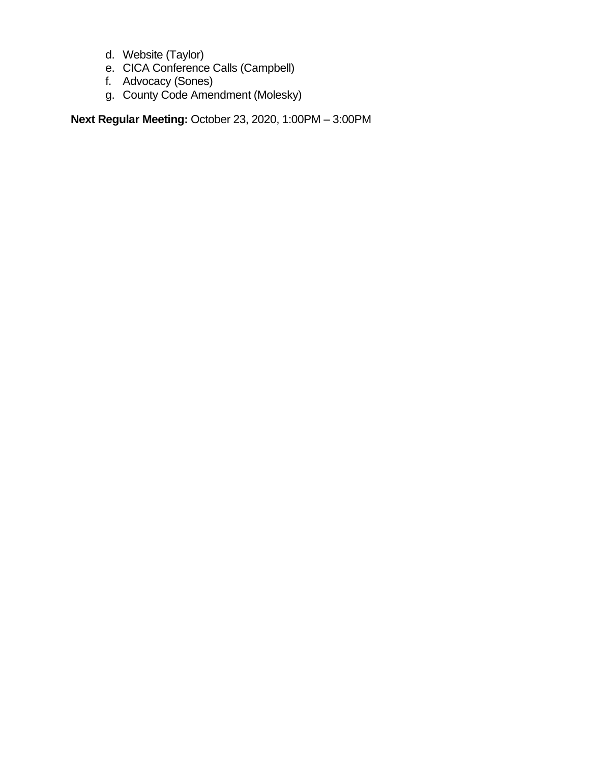d. Website (Taylor)
e. CICA Conference Calls (Campbell)
f. Advocacy (Sones)
g. County Code Amendment (Molesky)

**Next Regular Meeting:** October 23, 2020, 1:00PM – 3:00PM